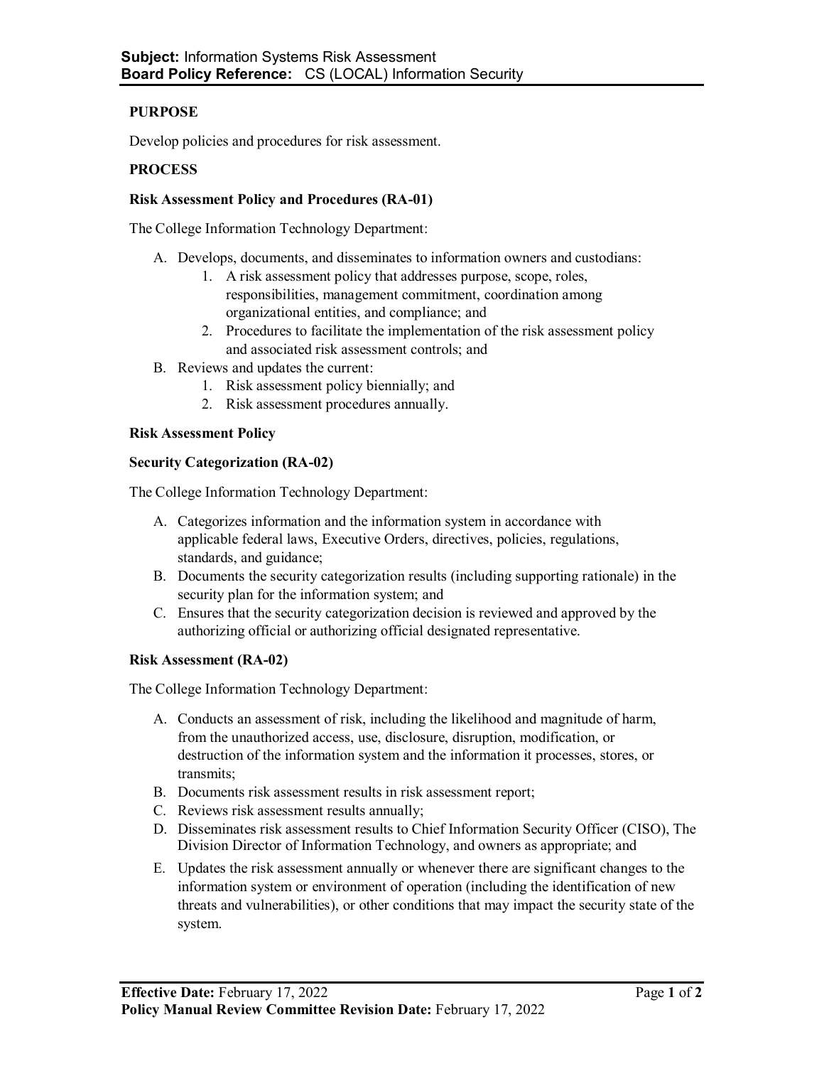**Subject:** Information Systems Risk Assessment
**Board Policy Reference:** CS (LOCAL) Information Security

**PURPOSE**

Develop policies and procedures for risk assessment.

**PROCESS**

**Risk Assessment Policy and Procedures (RA-01)**

The College Information Technology Department:

A. Develops, documents, and disseminates to information owners and custodians:
   1. A risk assessment policy that addresses purpose, scope, roles, responsibilities, management commitment, coordination among organizational entities, and compliance; and
   2. Procedures to facilitate the implementation of the risk assessment policy and associated risk assessment controls; and
B. Reviews and updates the current:
   1. Risk assessment policy biennially; and
   2. Risk assessment procedures annually.

**Risk Assessment Policy**

**Security Categorization (RA-02)**

The College Information Technology Department:

A. Categorizes information and the information system in accordance with applicable federal laws, Executive Orders, directives, policies, regulations, standards, and guidance;
B. Documents the security categorization results (including supporting rationale) in the security plan for the information system; and
C. Ensures that the security categorization decision is reviewed and approved by the authorizing official or authorizing official designated representative.

**Risk Assessment (RA-02)**

The College Information Technology Department:

A. Conducts an assessment of risk, including the likelihood and magnitude of harm, from the unauthorized access, use, disclosure, disruption, modification, or destruction of the information system and the information it processes, stores, or transmits;
B. Documents risk assessment results in risk assessment report;
C. Reviews risk assessment results annually;
D. Disseminates risk assessment results to Chief Information Security Officer (CISO), The Division Director of Information Technology, and owners as appropriate; and
E. Updates the risk assessment annually or whenever there are significant changes to the information system or environment of operation (including the identification of new threats and vulnerabilities), or other conditions that may impact the security state of the system.

**Effective Date:** February 17, 2022
**Policy Manual Review Committee Revision Date:** February 17, 2022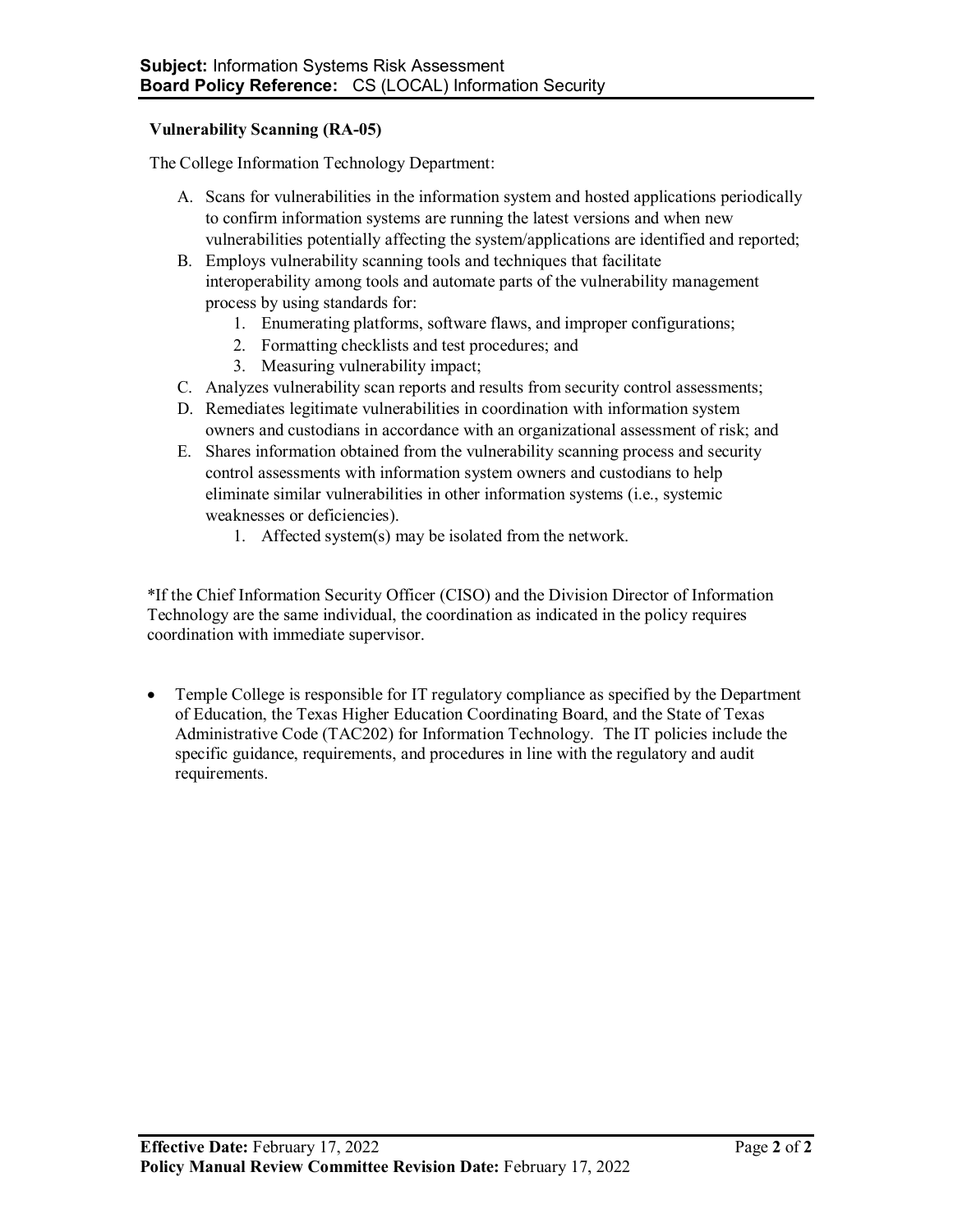**Vulnerability Scanning (RA-05)**

The College Information Technology Department:

A. Scans for vulnerabilities in the information system and hosted applications periodically to confirm information systems are running the latest versions and when new vulnerabilities potentially affecting the system/applications are identified and reported;
B. Employs vulnerability scanning tools and techniques that facilitate interoperability among tools and automate parts of the vulnerability management process by using standards for:
    1. Enumerating platforms, software flaws, and improper configurations;
    2. Formatting checklists and test procedures; and
    3. Measuring vulnerability impact;
C. Analyzes vulnerability scan reports and results from security control assessments;
D. Remediates legitimate vulnerabilities in coordination with information system owners and custodians in accordance with an organizational assessment of risk; and
E. Shares information obtained from the vulnerability scanning process and security control assessments with information system owners and custodians to help eliminate similar vulnerabilities in other information systems (i.e., systemic weaknesses or deficiencies).
    1. Affected system(s) may be isolated from the network.

*If the Chief Information Security Officer (CISO) and the Division Director of Information Technology are the same individual, the coordination as indicated in the policy requires coordination with immediate supervisor.

- Temple College is responsible for IT regulatory compliance as specified by the Department of Education, the Texas Higher Education Coordinating Board, and the State of Texas Administrative Code (TAC202) for Information Technology. The IT policies include the specific guidance, requirements, and procedures in line with the regulatory and audit requirements.

**Effective Date:** February 17, 2022
**Policy Manual Review Committee Revision Date:** February 17, 2022